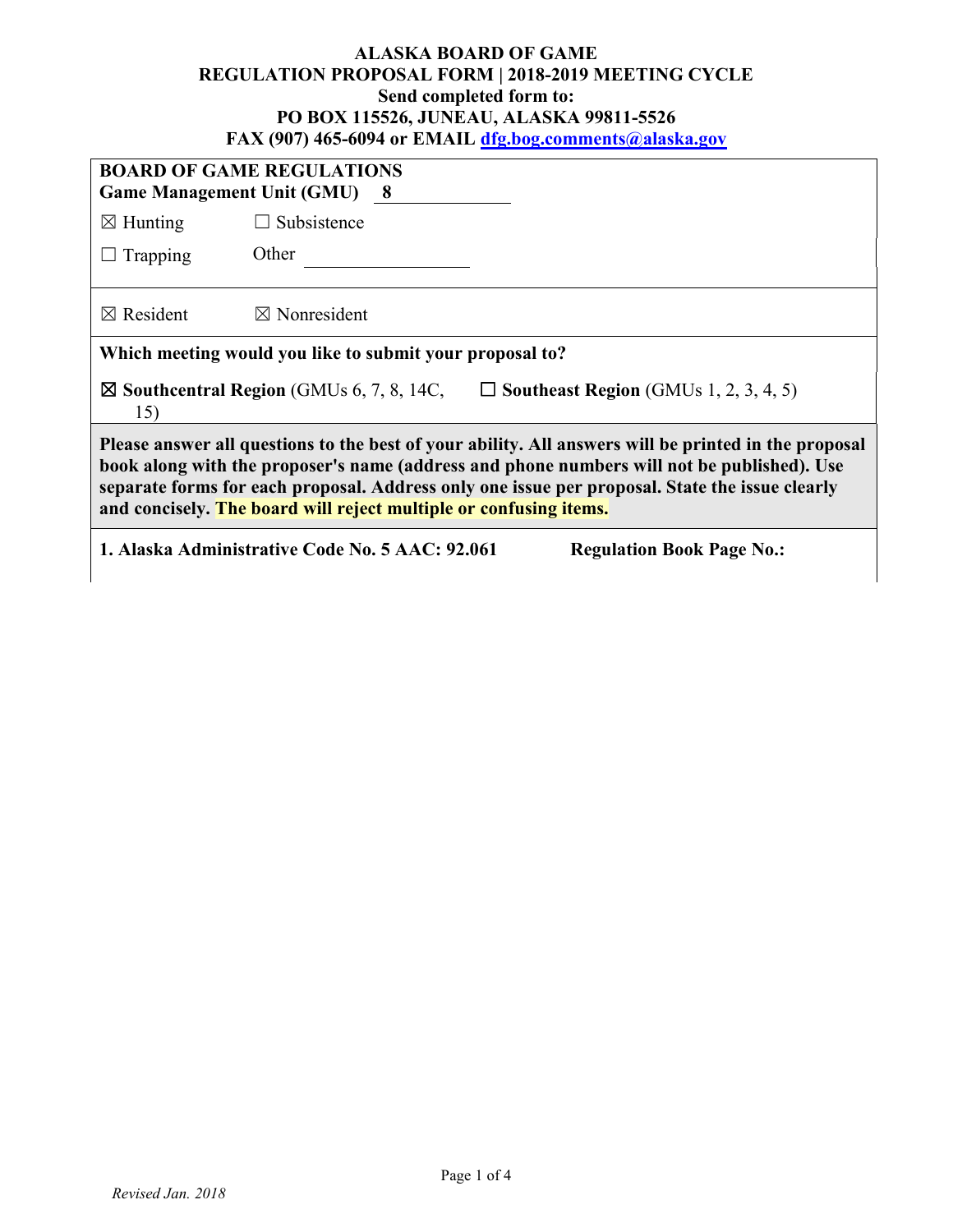**ALASKA BOARD OF GAME**
**REGULATION PROPOSAL FORM | 2018-2019 MEETING CYCLE**
**Send completed form to:**
**PO BOX 115526, JUNEAU, ALASKA 99811-5526**
**FAX (907) 465-6094 or EMAIL dfg.bog.comments@alaska.gov**

**BOARD OF GAME REGULATIONS**
**Game Management Unit (GMU)** **8**

☒ Hunting ☐ Subsistence

☐ Trapping Other ________________

☒ Resident ☒ Nonresident

**Which meeting would you like to submit your proposal to?**

☒ **Southcentral Region** (GMUs 6, 7, 8, 14C, 15) ☐ **Southeast Region** (GMUs 1, 2, 3, 4, 5)

**Please answer all questions to the best of your ability. All answers will be printed in the proposal book along with the proposer's name (address and phone numbers will not be published). Use separate forms for each proposal. Address only one issue per proposal. State the issue clearly and concisely. The board will reject multiple or confusing items.**

**1. Alaska Administrative Code No. 5 AAC: 92.061** **Regulation Book Page No.:**

*Revised Jan. 2018*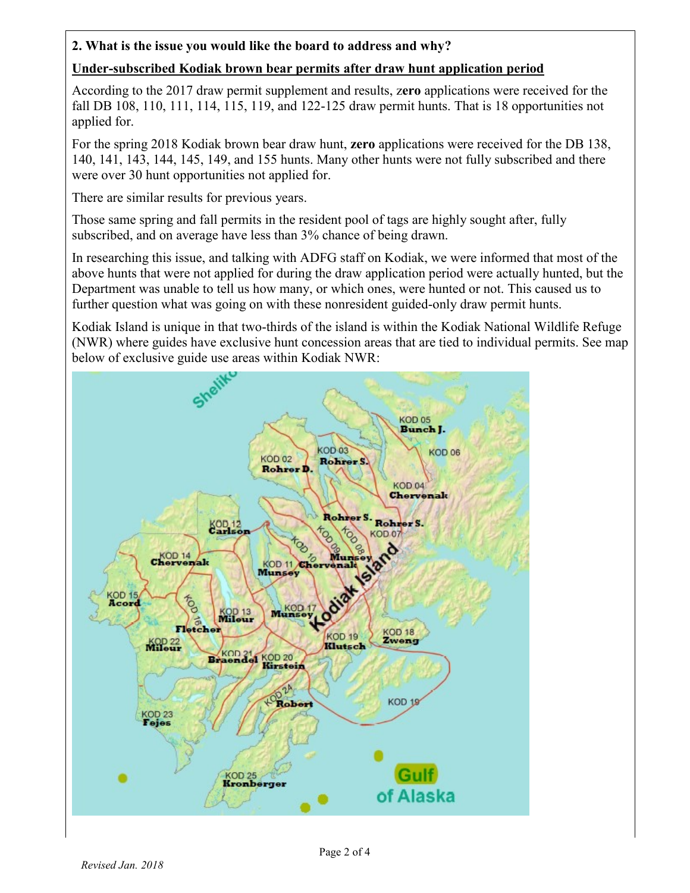**2. What is the issue you would like the board to address and why?**

**Under-subscribed Kodiak brown bear permits after draw hunt application period**

According to the 2017 draw permit supplement and results, z**ero** applications were received for the fall DB 108, 110, 111, 114, 115, 119, and 122-125 draw permit hunts. That is 18 opportunities not applied for.

For the spring 2018 Kodiak brown bear draw hunt, **zero** applications were received for the DB 138, 140, 141, 143, 144, 145, 149, and 155 hunts. Many other hunts were not fully subscribed and there were over 30 hunt opportunities not applied for.

There are similar results for previous years.

Those same spring and fall permits in the resident pool of tags are highly sought after, fully subscribed, and on average have less than 3% chance of being drawn.

In researching this issue, and talking with ADFG staff on Kodiak, we were informed that most of the above hunts that were not applied for during the draw application period were actually hunted, but the Department was unable to tell us how many, or which ones, were hunted or not. This caused us to further question what was going on with these nonresident guided-only draw permit hunts.

Kodiak Island is unique in that two-thirds of the island is within the Kodiak National Wildlife Refuge (NWR) where guides have exclusive hunt concession areas that are tied to individual permits. See map below of exclusive guide use areas within Kodiak NWR:

*Revised Jan. 2018*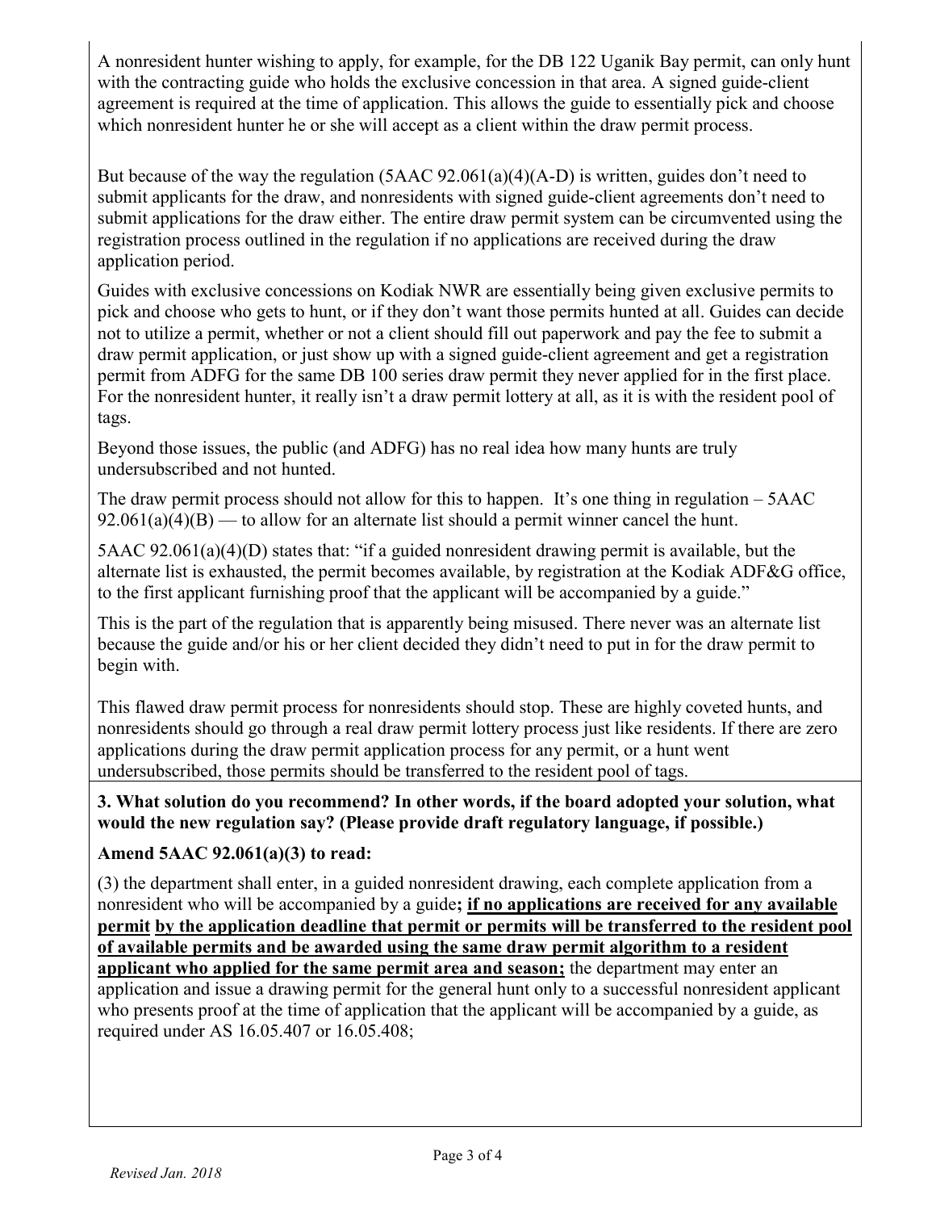A nonresident hunter wishing to apply, for example, for the DB 122 Uganik Bay permit, can only hunt with the contracting guide who holds the exclusive concession in that area. A signed guide-client agreement is required at the time of application. This allows the guide to essentially pick and choose which nonresident hunter he or she will accept as a client within the draw permit process.

But because of the way the regulation (5AAC 92.061(a)(4)(A-D) is written, guides don't need to submit applicants for the draw, and nonresidents with signed guide-client agreements don't need to submit applications for the draw either. The entire draw permit system can be circumvented using the registration process outlined in the regulation if no applications are received during the draw application period.

Guides with exclusive concessions on Kodiak NWR are essentially being given exclusive permits to pick and choose who gets to hunt, or if they don't want those permits hunted at all. Guides can decide not to utilize a permit, whether or not a client should fill out paperwork and pay the fee to submit a draw permit application, or just show up with a signed guide-client agreement and get a registration permit from ADFG for the same DB 100 series draw permit they never applied for in the first place. For the nonresident hunter, it really isn't a draw permit lottery at all, as it is with the resident pool of tags.

Beyond those issues, the public (and ADFG) has no real idea how many hunts are truly undersubscribed and not hunted.

The draw permit process should not allow for this to happen. It's one thing in regulation – 5AAC 92.061(a)(4)(B) — to allow for an alternate list should a permit winner cancel the hunt.

5AAC 92.061(a)(4)(D) states that: "if a guided nonresident drawing permit is available, but the alternate list is exhausted, the permit becomes available, by registration at the Kodiak ADF&G office, to the first applicant furnishing proof that the applicant will be accompanied by a guide."

This is the part of the regulation that is apparently being misused. There never was an alternate list because the guide and/or his or her client decided they didn't need to put in for the draw permit to begin with.

This flawed draw permit process for nonresidents should stop. These are highly coveted hunts, and nonresidents should go through a real draw permit lottery process just like residents. If there are zero applications during the draw permit application process for any permit, or a hunt went undersubscribed, those permits should be transferred to the resident pool of tags.

**3. What solution do you recommend? In other words, if the board adopted your solution, what would the new regulation say? (Please provide draft regulatory language, if possible.)**

**Amend 5AAC 92.061(a)(3) to read:**

(3) the department shall enter, in a guided nonresident drawing, each complete application from a nonresident who will be accompanied by a guide**; <u>if no applications are received for any available permit by the application deadline that permit or permits will be transferred to the resident pool of available permits and be awarded using the same draw permit algorithm to a resident applicant who applied for the same permit area and season;</u>** the department may enter an application and issue a drawing permit for the general hunt only to a successful nonresident applicant who presents proof at the time of application that the applicant will be accompanied by a guide, as required under AS 16.05.407 or 16.05.408;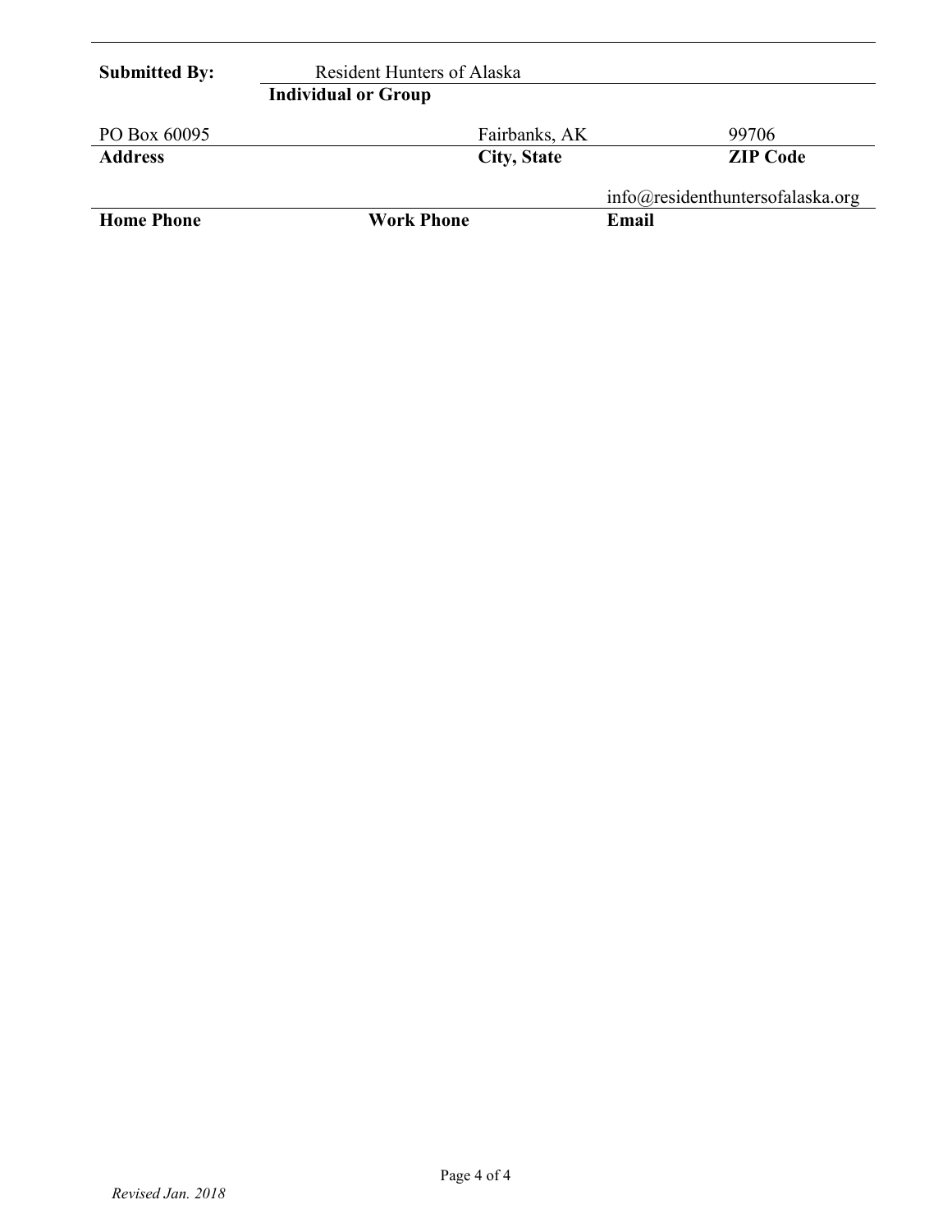**Submitted By:** Resident Hunters of Alaska

**Individual or Group**

| | | |
|---|---|---|
| PO Box 60095 | Fairbanks, AK | 99706 |
| **Address** | **City, State** | **ZIP Code** |
| | | info@residenthuntersofalaska.org |
| **Home Phone** | **Work Phone** | **Email** |

*Revised Jan. 2018*